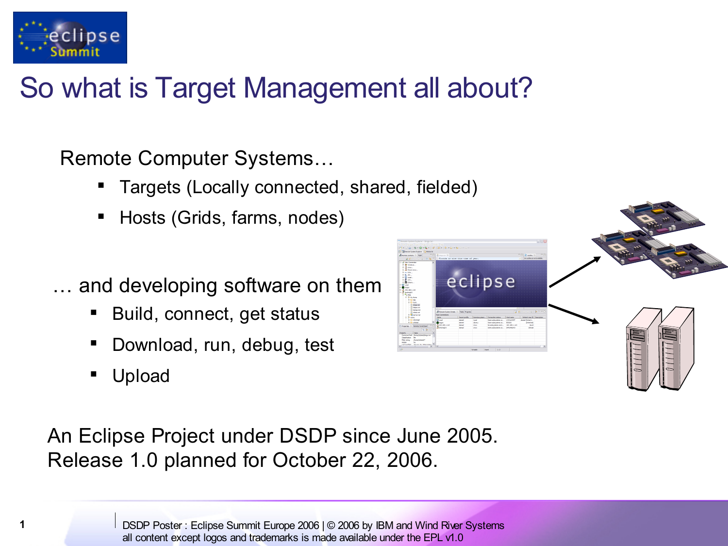# So what is Target Management all about?

Remote Computer Systems…

- Targets (Locally connected, shared, fielded)
- Hosts (Grids, farms, nodes)

… and developing software on them

- Build, connect, get status
- Download, run, debug, test
- Upload

An Eclipse Project under DSDP since June 2005.
Release 1.0 planned for October 22, 2006.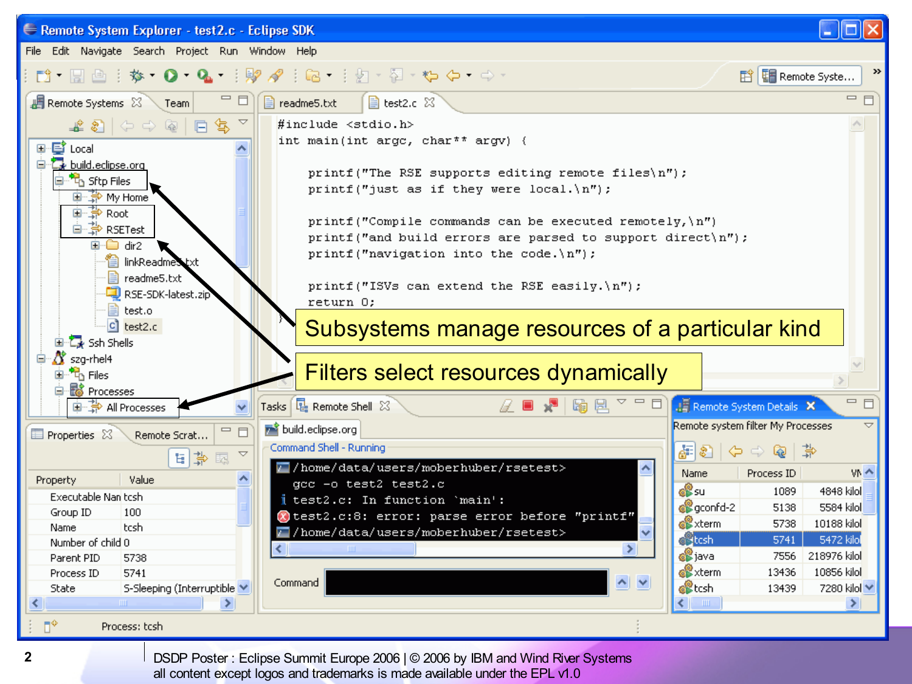Subsystems manage resources of a particular kind

Filters select resources dynamically

```
#include <stdio.h>
int main(int argc, char** argv) {

    printf("The RSE supports editing remote files\n");
    printf("just as if they were local.\n");

    printf("Compile commands can be executed remotely,\n")
    printf("and build errors are parsed to support direct\n");
    printf("navigation into the code.\n");

    printf("ISVs can extend the RSE easily.\n");
    return 0;
}
```

```
/home/data/users/moberhuber/rsetest>
gcc -o test2 test2.c
test2.c: In function `main':
test2.c:8: error: parse error before "printf"
/home/data/users/moberhuber/rsetest>
```

| Property | Value |
|---|---|
| Executable Nan | tcsh |
| Group ID | 100 |
| Name | tcsh |
| Number of child | 0 |
| Parent PID | 5738 |
| Process ID | 5741 |
| State | S-Sleeping (Interruptible |

Remote system filter My Processes

| Name | Process ID | VM |
|---|---|---|
| su | 1089 | 4848 kilol |
| gconfd-2 | 5138 | 5584 kilol |
| xterm | 5738 | 10188 kilol |
| tcsh | 5741 | 5472 kilo |
| java | 7556 | 218976 kilol |
| xterm | 13436 | 10856 kilol |
| tcsh | 13439 | 7280 kilol |

DSDP Poster : Eclipse Summit Europe 2006 | © 2006 by IBM and Wind River Systems
all content except logos and trademarks is made available under the EPL v1.0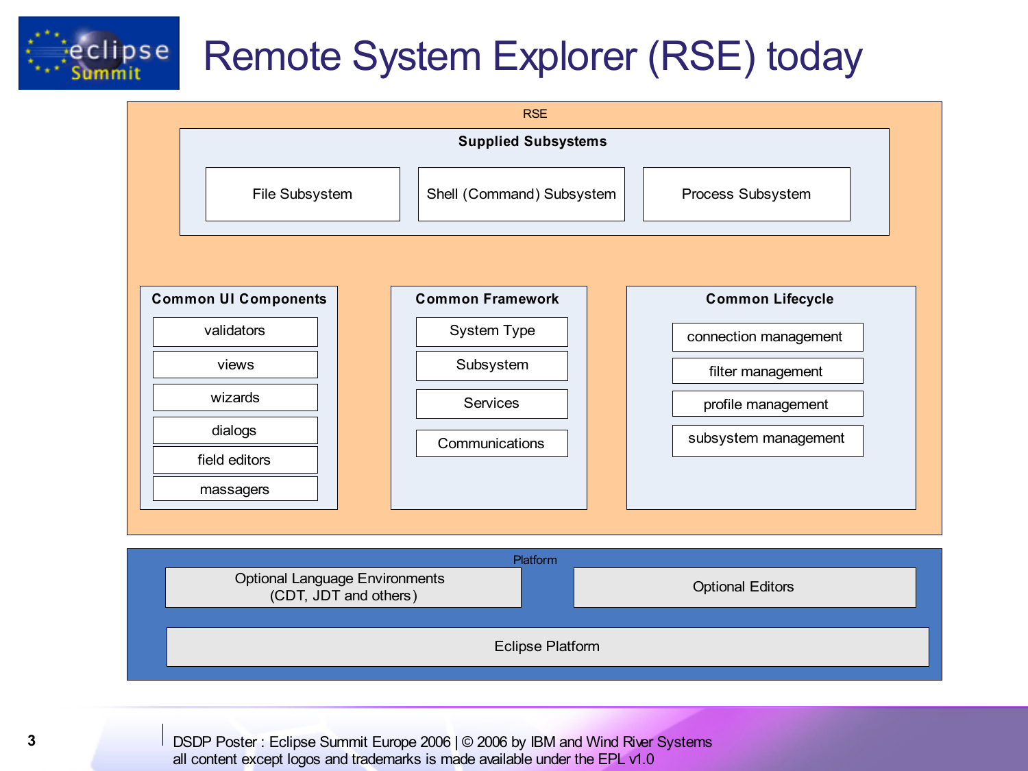# Remote System Explorer (RSE) today

RSE

**Supplied Subsystems**

- File Subsystem
- Shell (Command) Subsystem
- Process Subsystem

**Common UI Components**

- validators
- views
- wizards
- dialogs
- field editors
- massagers

**Common Framework**

- System Type
- Subsystem
- Services
- Communications

**Common Lifecycle**

- connection management
- filter management
- profile management
- subsystem management

Platform

- Optional Language Environments (CDT, JDT and others)
- Optional Editors
- Eclipse Platform

DSDP Poster : Eclipse Summit Europe 2006 | © 2006 by IBM and Wind River Systems
all content except logos and trademarks is made available under the EPL v1.0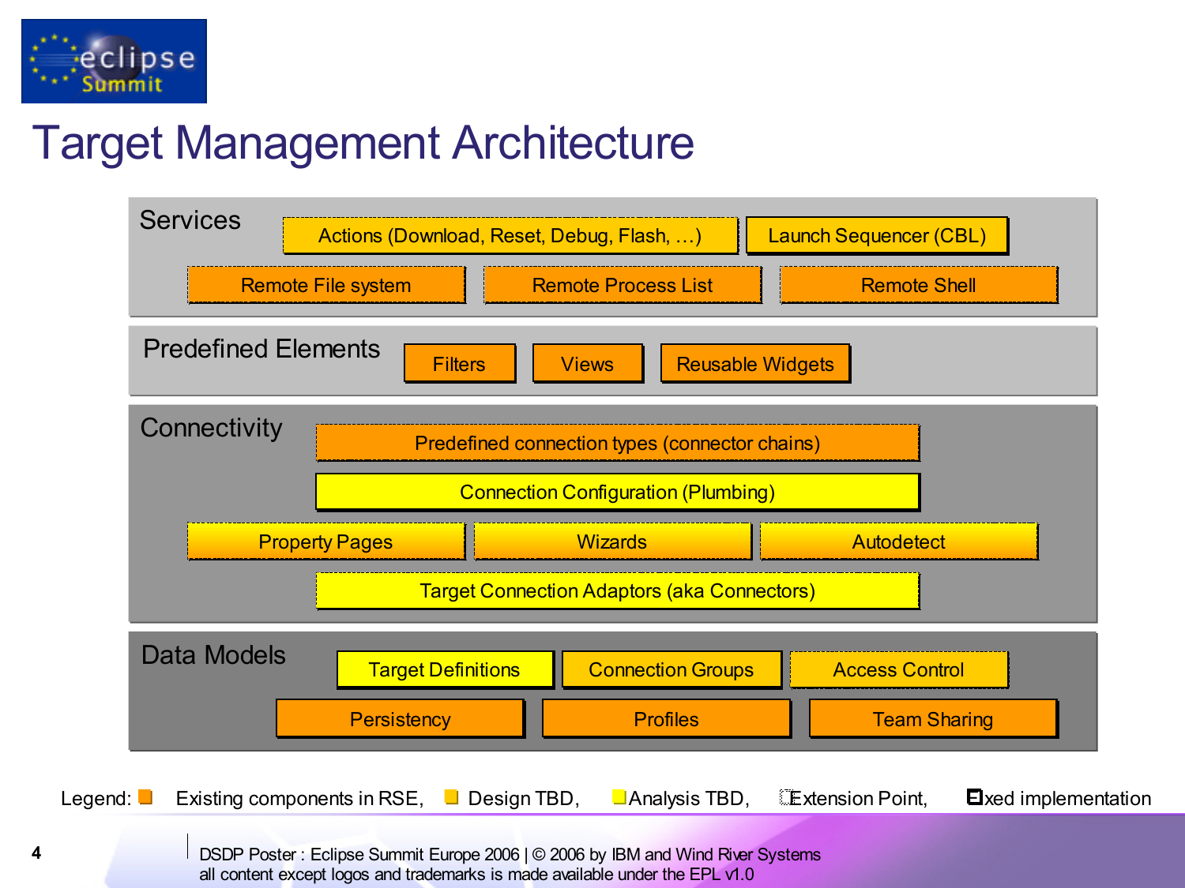# Target Management Architecture

## Services

- Actions (Download, Reset, Debug, Flash, …)
- Launch Sequencer (CBL)
- Remote File system
- Remote Process List
- Remote Shell

## Predefined Elements

- Filters
- Views
- Reusable Widgets

## Connectivity

- Predefined connection types (connector chains)
- Connection Configuration (Plumbing)
- Property Pages
- Wizards
- Autodetect
- Target Connection Adaptors (aka Connectors)

## Data Models

- Target Definitions
- Connection Groups
- Access Control
- Persistency
- Profiles
- Team Sharing

Legend: Existing components in RSE, Design TBD, Analysis TBD, Extension Point, Fixed implementation

DSDP Poster : Eclipse Summit Europe 2006 | © 2006 by IBM and Wind River Systems
all content except logos and trademarks is made available under the EPL v1.0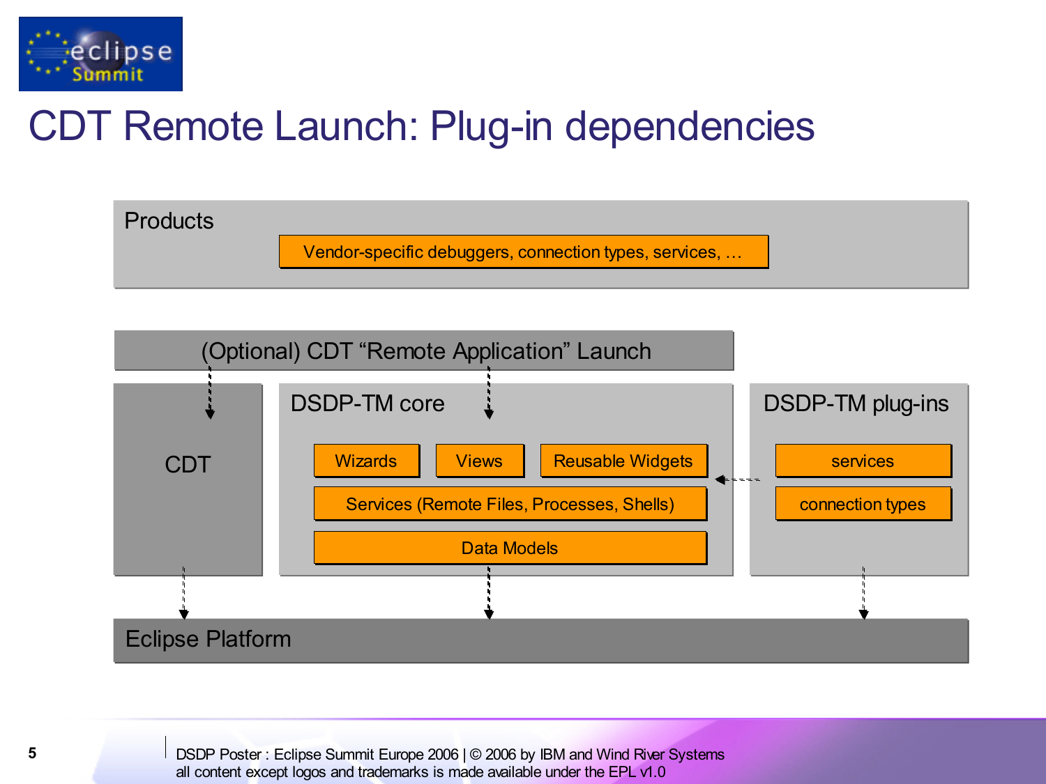# CDT Remote Launch: Plug-in dependencies

**Products**

- Vendor-specific debuggers, connection types, services, …

**(Optional) CDT "Remote Application" Launch**

**CDT**

**DSDP-TM core**

- Wizards
- Views
- Reusable Widgets
- Services (Remote Files, Processes, Shells)
- Data Models

**DSDP-TM plug-ins**

- services
- connection types

**Eclipse Platform**

DSDP Poster : Eclipse Summit Europe 2006 | © 2006 by IBM and Wind River Systems
all content except logos and trademarks is made available under the EPL v1.0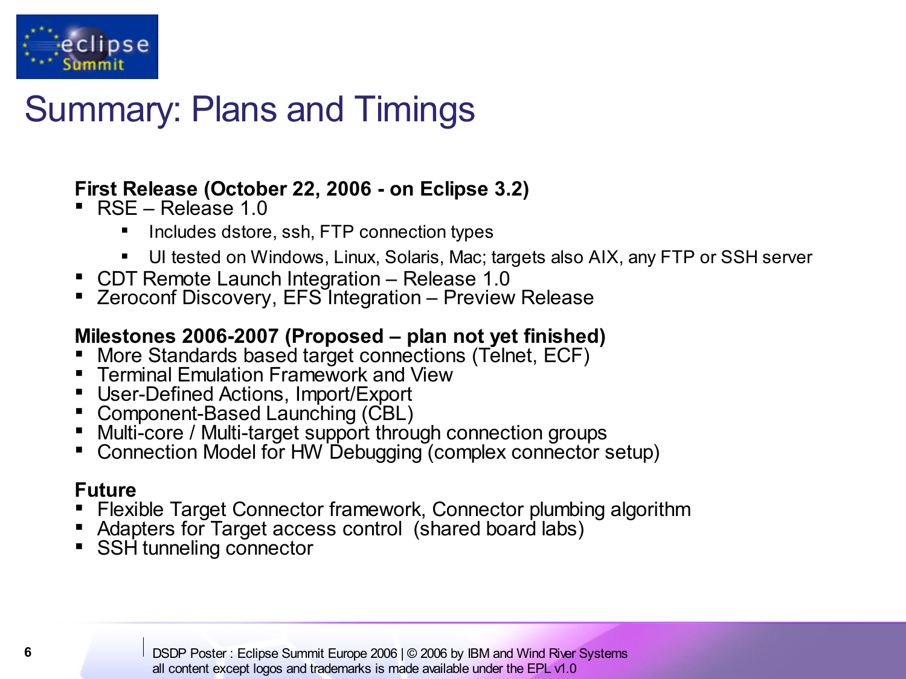# Summary: Plans and Timings

**First Release (October 22, 2006 - on Eclipse 3.2)**

- RSE – Release 1.0
  - Includes dstore, ssh, FTP connection types
  - UI tested on Windows, Linux, Solaris, Mac; targets also AIX, any FTP or SSH server
- CDT Remote Launch Integration – Release 1.0
- Zeroconf Discovery, EFS Integration – Preview Release

**Milestones 2006-2007 (Proposed – plan not yet finished)**

- More Standards based target connections (Telnet, ECF)
- Terminal Emulation Framework and View
- User-Defined Actions, Import/Export
- Component-Based Launching (CBL)
- Multi-core / Multi-target support through connection groups
- Connection Model for HW Debugging (complex connector setup)

**Future**

- Flexible Target Connector framework, Connector plumbing algorithm
- Adapters for Target access control (shared board labs)
- SSH tunneling connector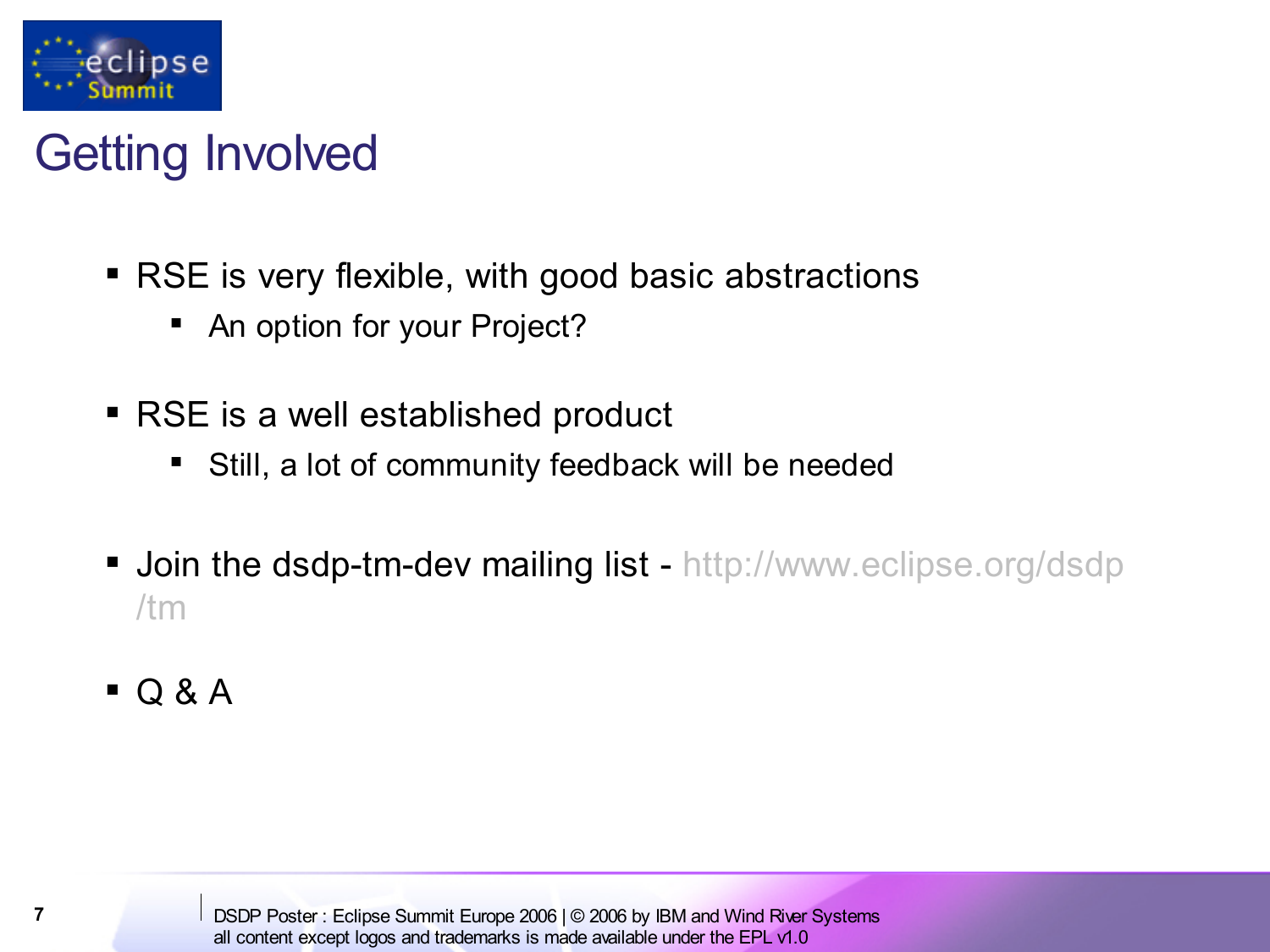# Getting Involved

- RSE is very flexible, with good basic abstractions
  - An option for your Project?
- RSE is a well established product
  - Still, a lot of community feedback will be needed
- Join the dsdp-tm-dev mailing list - http://www.eclipse.org/dsdp/tm
- Q & A